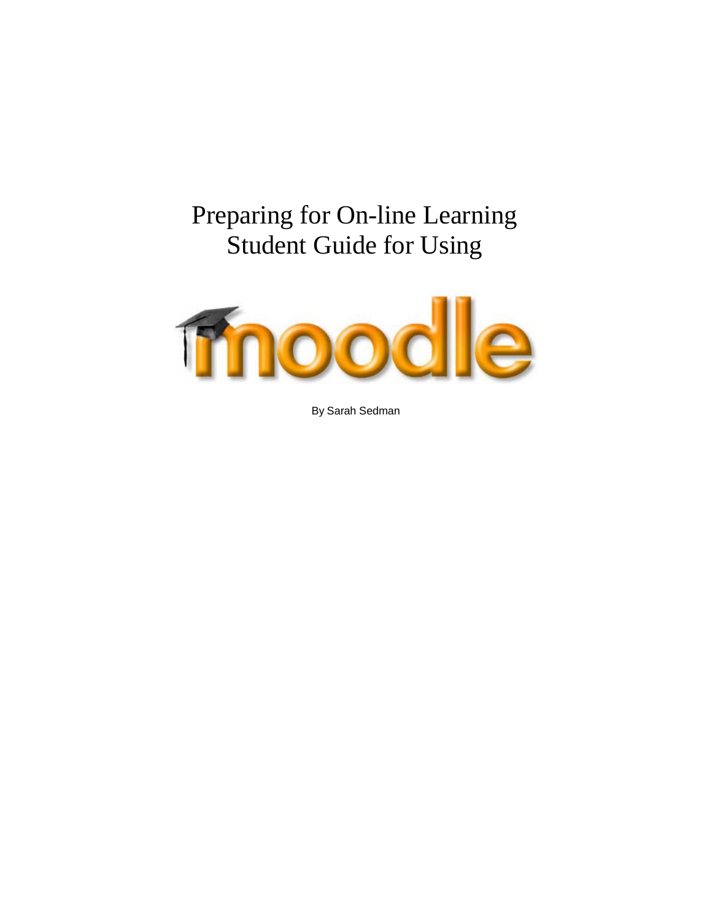# Preparing for On-line Learning
# Student Guide for Using

moodle

By Sarah Sedman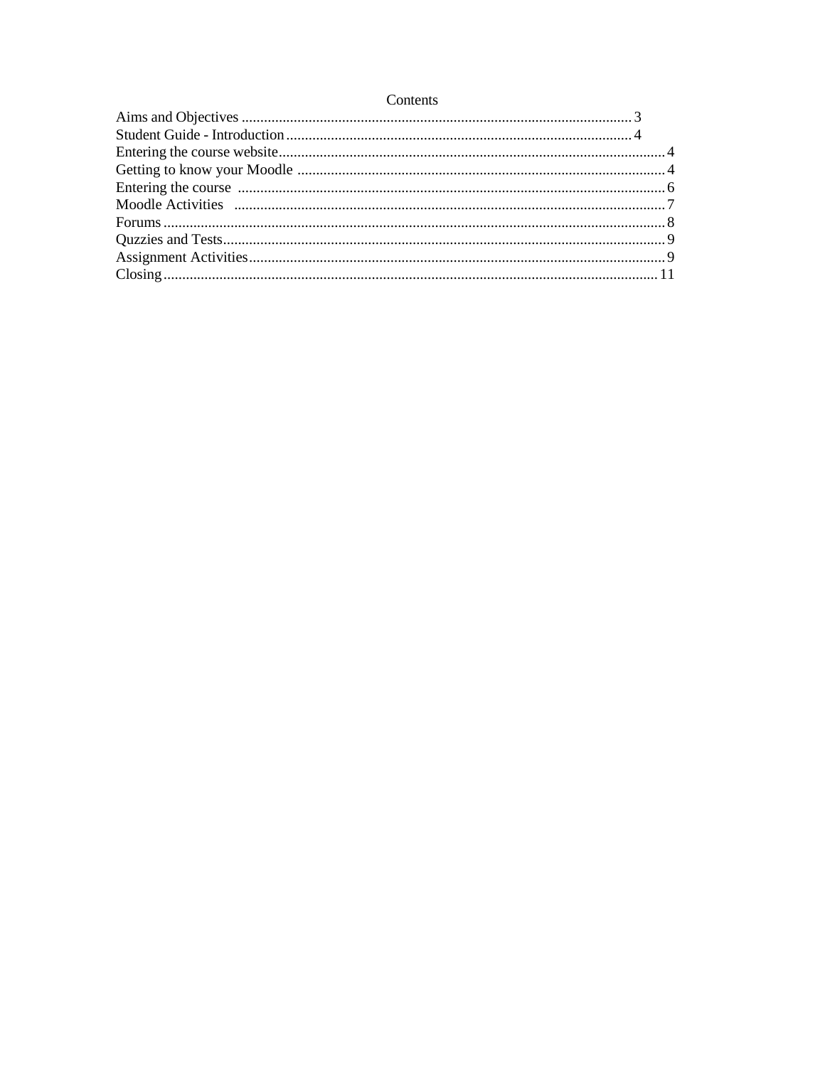# Contents

Aims and Objectives ........................................................................................................ 3
Student Guide - Introduction ............................................................................................ 4
Entering the course website ............................................................................................ 4
Getting to know your Moodle .......................................................................................... 4
Entering the course .......................................................................................................... 6
Moodle Activities ............................................................................................................ 7
Forums ............................................................................................................................. 8
Quzzies and Tests ............................................................................................................ 9
Assignment Activities ...................................................................................................... 9
Closing ............................................................................................................................. 11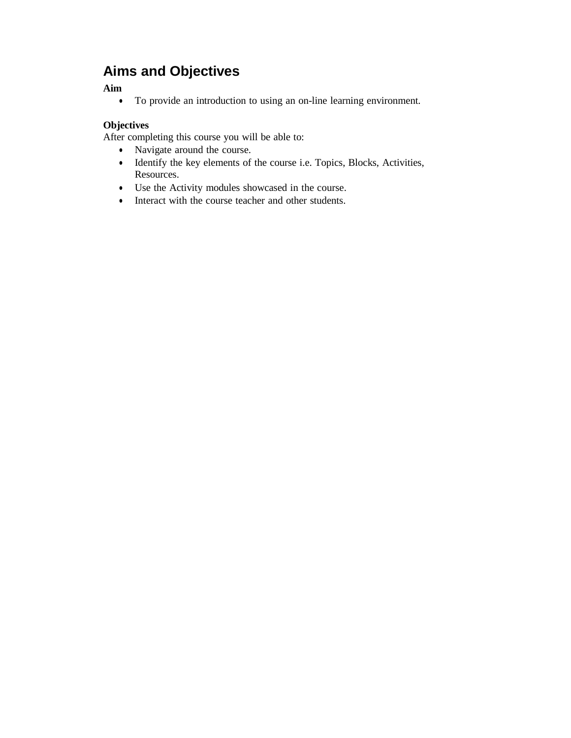## Aims and Objectives

**Aim**

- To provide an introduction to using an on-line learning environment.

**Objectives**

After completing this course you will be able to:

- Navigate around the course.
- Identify the key elements of the course i.e. Topics, Blocks, Activities, Resources.
- Use the Activity modules showcased in the course.
- Interact with the course teacher and other students.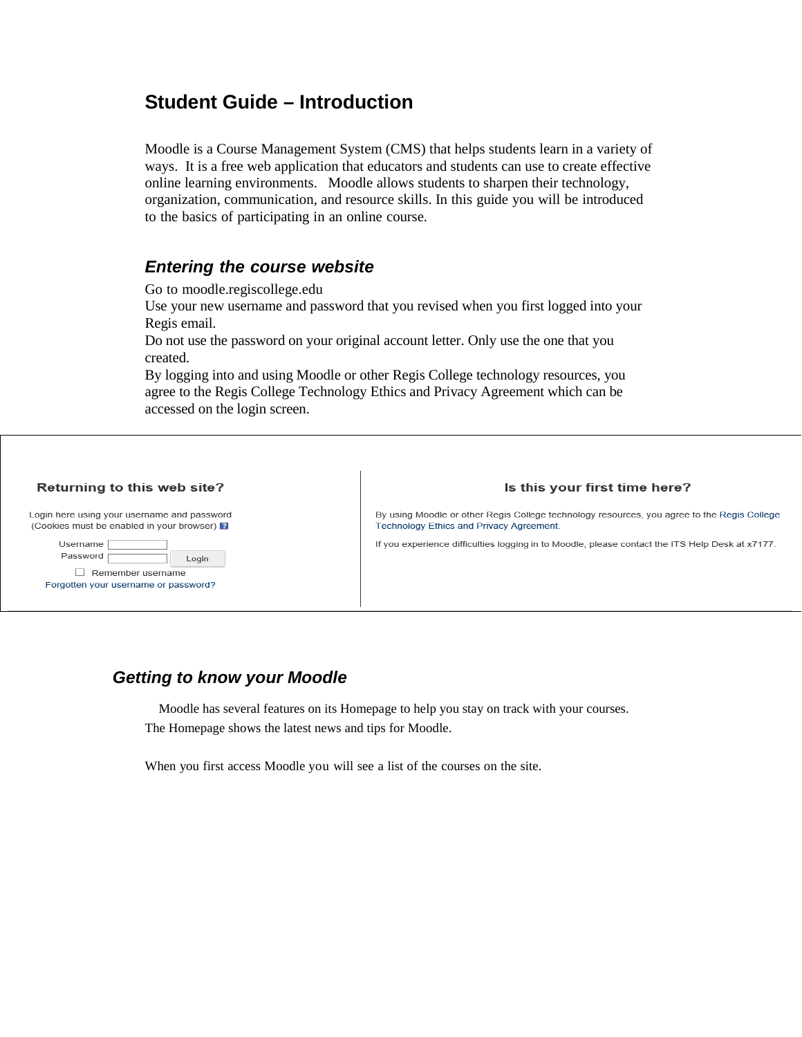# Student Guide – Introduction

Moodle is a Course Management System (CMS) that helps students learn in a variety of ways. It is a free web application that educators and students can use to create effective online learning environments. Moodle allows students to sharpen their technology, organization, communication, and resource skills. In this guide you will be introduced to the basics of participating in an online course.

## *Entering the course website*

Go to moodle.regiscollege.edu
Use your new username and password that you revised when you first logged into your Regis email.
Do not use the password on your original account letter. Only use the one that you created.
By logging into and using Moodle or other Regis College technology resources, you agree to the Regis College Technology Ethics and Privacy Agreement which can be accessed on the login screen.

**Returning to this web site?**

Login here using your username and password
(Cookies must be enabled in your browser) ?

Username [ ]
Password [ ] Login

☐ Remember username

Forgotten your username or password?

**Is this your first time here?**

By using Moodle or other Regis College technology resources, you agree to the Regis College Technology Ethics and Privacy Agreement.

If you experience difficulties logging in to Moodle, please contact the ITS Help Desk at x7177.

## *Getting to know your Moodle*

Moodle has several features on its Homepage to help you stay on track with your courses. The Homepage shows the latest news and tips for Moodle.

When you first access Moodle you will see a list of the courses on the site.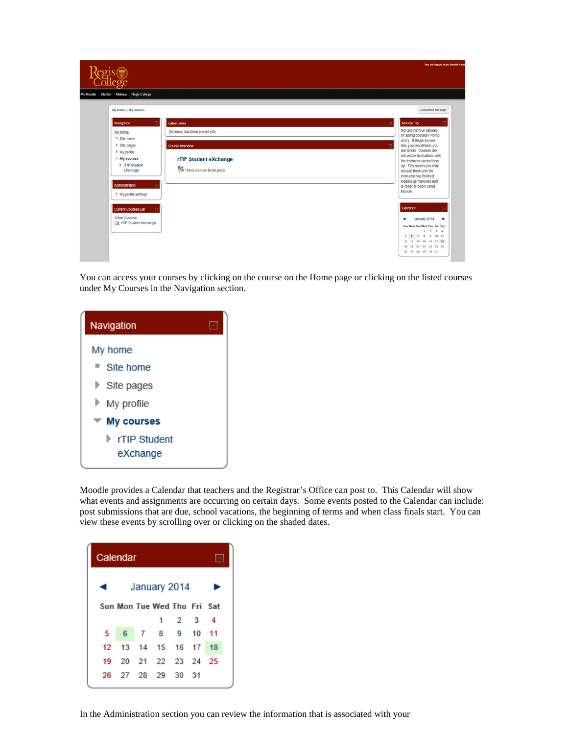You can access your courses by clicking on the course on the Home page or clicking on the listed courses under My Courses in the Navigation section.

Moodle provides a Calendar that teachers and the Registrar's Office can post to. This Calendar will show what events and assignments are occurring on certain days. Some events posted to the Calendar can include: post submissions that are due, school vacations, the beginning of terms and when class finals start. You can view these events by scrolling over or clicking on the shaded dates.

In the Administration section you can review the information that is associated with your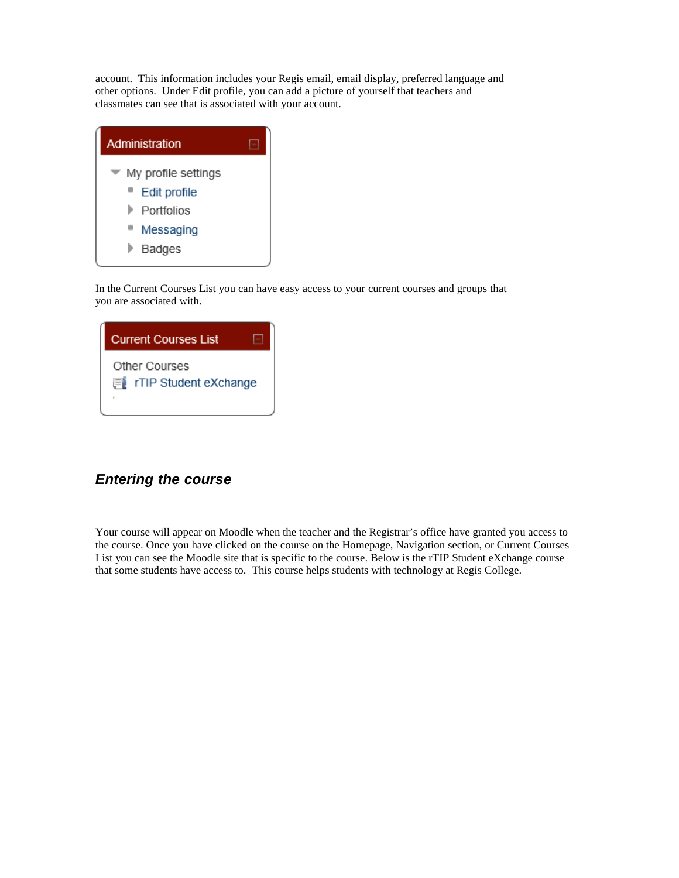account. This information includes your Regis email, email display, preferred language and other options. Under Edit profile, you can add a picture of yourself that teachers and classmates can see that is associated with your account.

In the Current Courses List you can have easy access to your current courses and groups that you are associated with.

### *Entering the course*

Your course will appear on Moodle when the teacher and the Registrar's office have granted you access to the course. Once you have clicked on the course on the Homepage, Navigation section, or Current Courses List you can see the Moodle site that is specific to the course. Below is the rTIP Student eXchange course that some students have access to. This course helps students with technology at Regis College.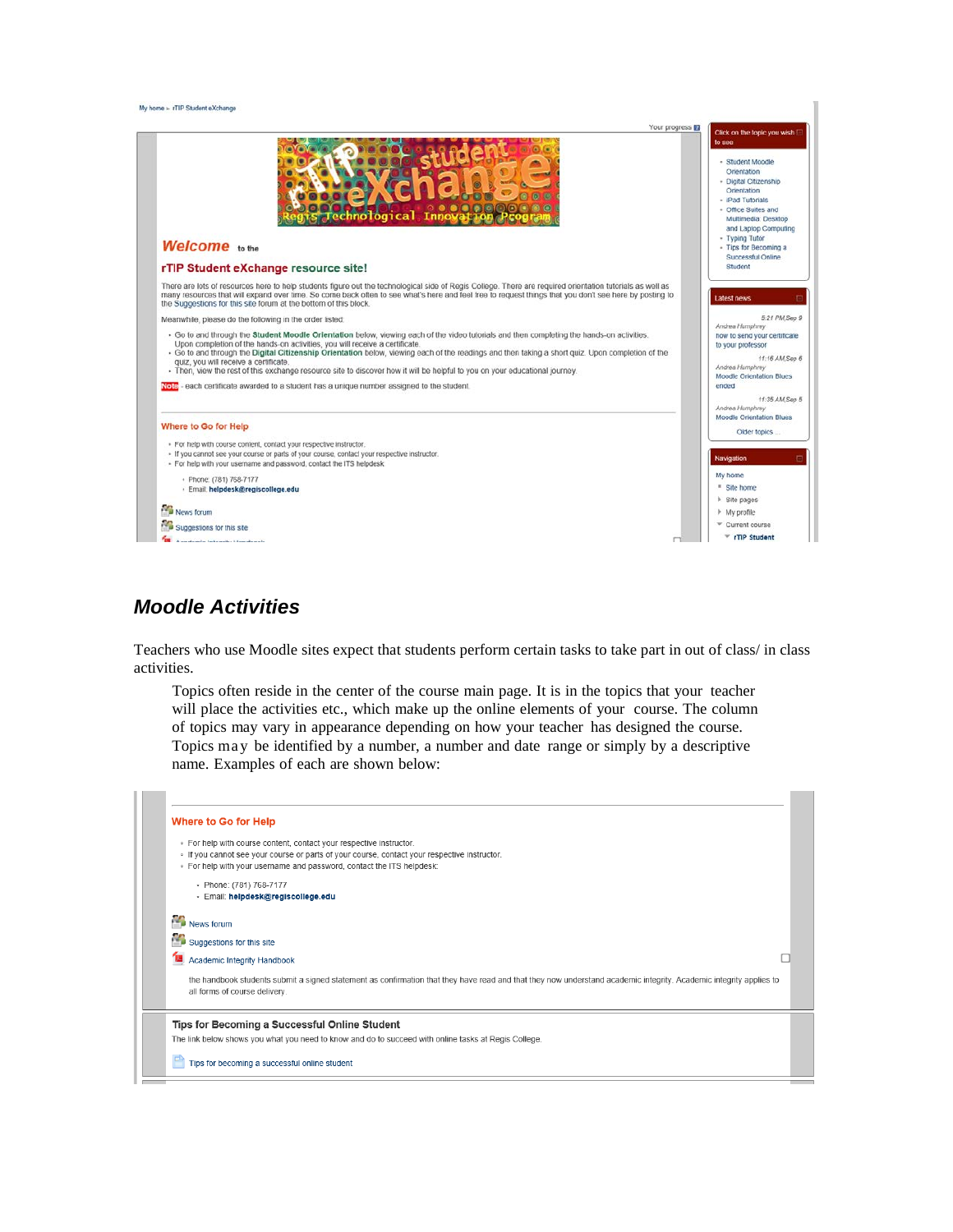My home ▸ rTIP Student eXchange

Your progress

**Welcome** to the

**rTIP Student eXchange resource site!**

There are lots of resources here to help students figure out the technological side of Regis College. There are required orientation tutorials as well as many resources that will expand over time. So come back often to see what's here and feel free to request things that you don't see here by posting to the Suggestions for this site forum at the bottom of this block.

Meanwhile, please do the following in the order listed:

- Go to and through the **Student Moodle Orientation** below, viewing each of the video tutorials and then completing the hands-on activities. Upon completion of the hands-on activities, you will receive a certificate.
- Go to and through the **Digital Citizenship Orientation** below, viewing each of the readings and then taking a short quiz. Upon completion of the quiz, you will receive a certificate.
- Then, view the rest of this exchange resource site to discover how it will be helpful to you on your educational journey.

Note - each certificate awarded to a student has a unique number assigned to the student.

**Where to Go for Help**

- For help with course content, contact your respective instructor.
- If you cannot see your course or parts of your course, contact your respective instructor.
- For help with your username and password, contact the ITS helpdesk
  - Phone: (781) 768-7177
  - Email: **helpdesk@regiscollege.edu**

News forum

Suggestions for this site

Click on the topic you wish to see

- Student Moodle Orientation
- Digital Citizenship Orientation
- iPad Tutorials
- Office Suites and Multimedia: Desktop and Laptop Computing
- Typing Tutor
- Tips for Becoming a Successful Online Student

Latest news

5:21 PM, Sep 9
Andrea Humphrey
how to send your certificate to your professor

11:16 AM, Sep 6
Andrea Humphrey
Moodle Orientation Blues ended

11:35 AM, Sep 5
Andrea Humphrey
Moodle Orientation Blues

Older topics ...

Navigation

My home
- Site home
- Site pages
- My profile
- Current course
  - rTIP Student

## *Moodle Activities*

Teachers who use Moodle sites expect that students perform certain tasks to take part in out of class/ in class activities.

Topics often reside in the center of the course main page. It is in the topics that your teacher will place the activities etc., which make up the online elements of your course. The column of topics may vary in appearance depending on how your teacher has designed the course. Topics may be identified by a number, a number and date range or simply by a descriptive name. Examples of each are shown below:

**Where to Go for Help**

- For help with course content, contact your respective instructor.
- If you cannot see your course or parts of your course, contact your respective instructor.
- For help with your username and password, contact the ITS helpdesk:
  - Phone: (781) 768-7177
  - Email: **helpdesk@regiscollege.edu**

News forum

Suggestions for this site

Academic Integrity Handbook

the handbook students submit a signed statement as confirmation that they have read and that they now understand academic integrity. Academic integrity applies to all forms of course delivery.

**Tips for Becoming a Successful Online Student**

The link below shows you what you need to know and do to succeed with online tasks at Regis College.

Tips for becoming a successful online student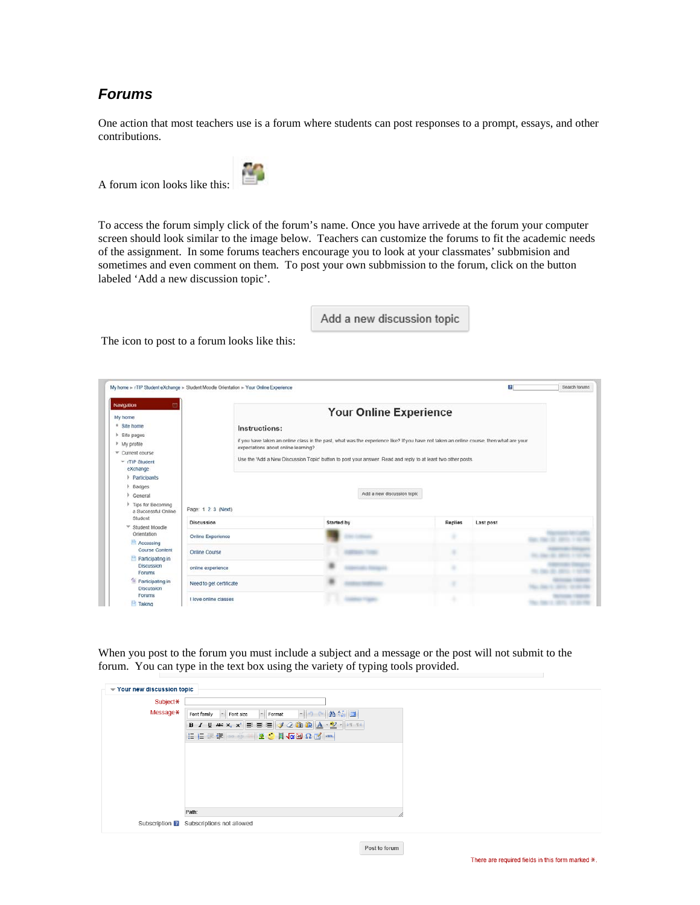## *Forums*

One action that most teachers use is a forum where students can post responses to a prompt, essays, and other contributions.

A forum icon looks like this:

To access the forum simply click of the forum's name. Once you have arrivede at the forum your computer screen should look similar to the image below. Teachers can customize the forums to fit the academic needs of the assignment. In some forums teachers encourage you to look at your classmates' subbmision and sometimes and even comment on them. To post your own subbmission to the forum, click on the button labeled 'Add a new discussion topic'.

The icon to post to a forum looks like this:

When you post to the forum you must include a subject and a message or the post will not submit to the forum. You can type in the text box using the variety of typing tools provided.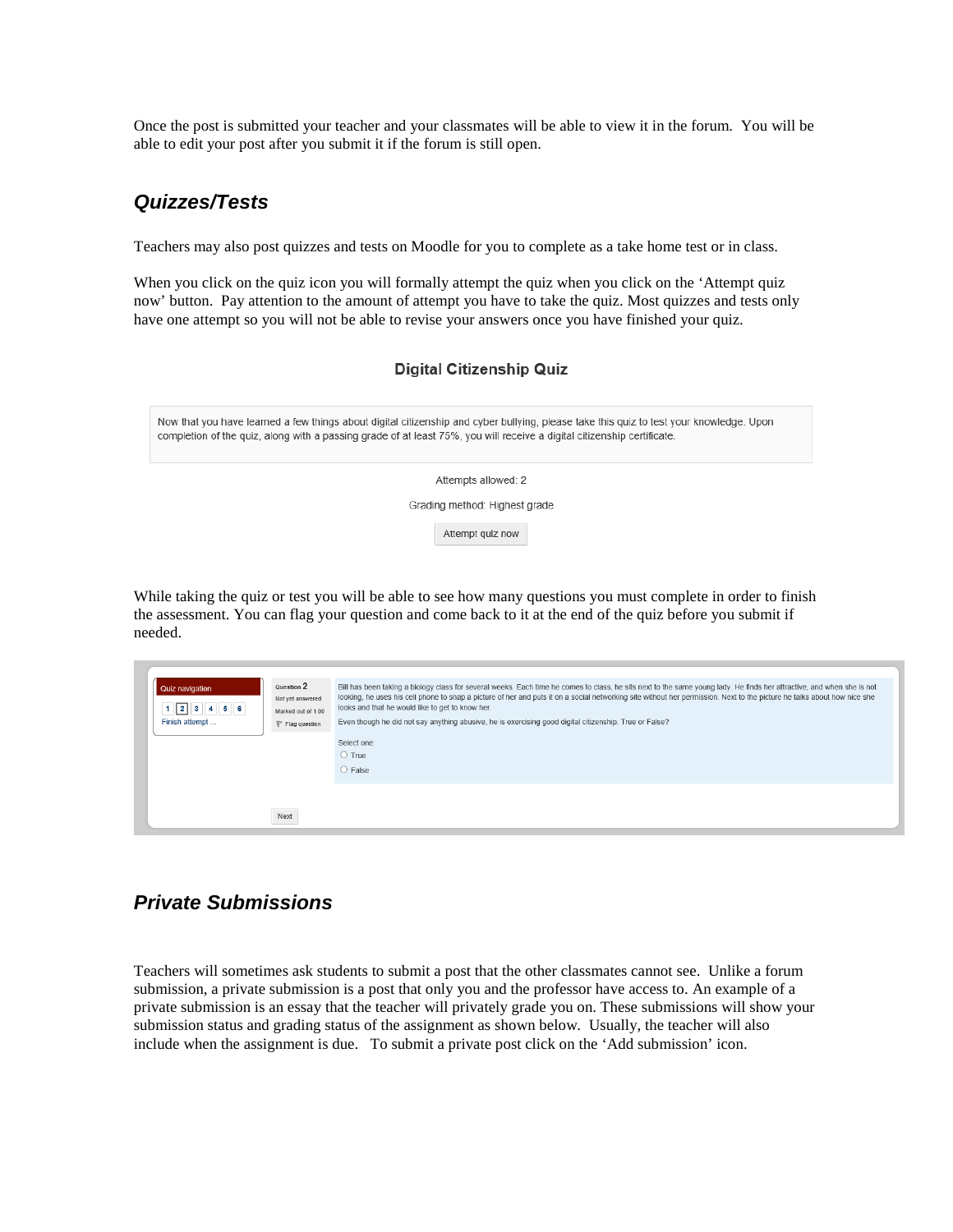Once the post is submitted your teacher and your classmates will be able to view it in the forum. You will be able to edit your post after you submit it if the forum is still open.

## *Quizzes/Tests*

Teachers may also post quizzes and tests on Moodle for you to complete as a take home test or in class.

When you click on the quiz icon you will formally attempt the quiz when you click on the 'Attempt quiz now' button. Pay attention to the amount of attempt you have to take the quiz. Most quizzes and tests only have one attempt so you will not be able to revise your answers once you have finished your quiz.

**Digital Citizenship Quiz**

Now that you have learned a few things about digital citizenship and cyber bullying, please take this quiz to test your knowledge. Upon completion of the quiz, along with a passing grade of at least 75%, you will receive a digital citizenship certificate.

Attempts allowed: 2

Grading method: Highest grade

Attempt quiz now

While taking the quiz or test you will be able to see how many questions you must complete in order to finish the assessment. You can flag your question and come back to it at the end of the quiz before you submit if needed.

Quiz navigation

1 2 3 4 5 6

Finish attempt ...

Question **2**

Not yet answered

Marked out of 1.00

Flag question

Bill has been taking a biology class for several weeks. Each time he comes to class, he sits next to the same young lady. He finds her attractive, and when she is not looking, he uses his cell phone to snap a picture of her and puts it on a social networking site without her permission. Next to the picture he talks about how nice she looks and that he would like to get to know her.

Even though he did not say anything abusive, he is exercising good digital citizenship. True or False?

Select one:

○ True

○ False

Next

## *Private Submissions*

Teachers will sometimes ask students to submit a post that the other classmates cannot see. Unlike a forum submission, a private submission is a post that only you and the professor have access to. An example of a private submission is an essay that the teacher will privately grade you on. These submissions will show your submission status and grading status of the assignment as shown below. Usually, the teacher will also include when the assignment is due. To submit a private post click on the 'Add submission' icon.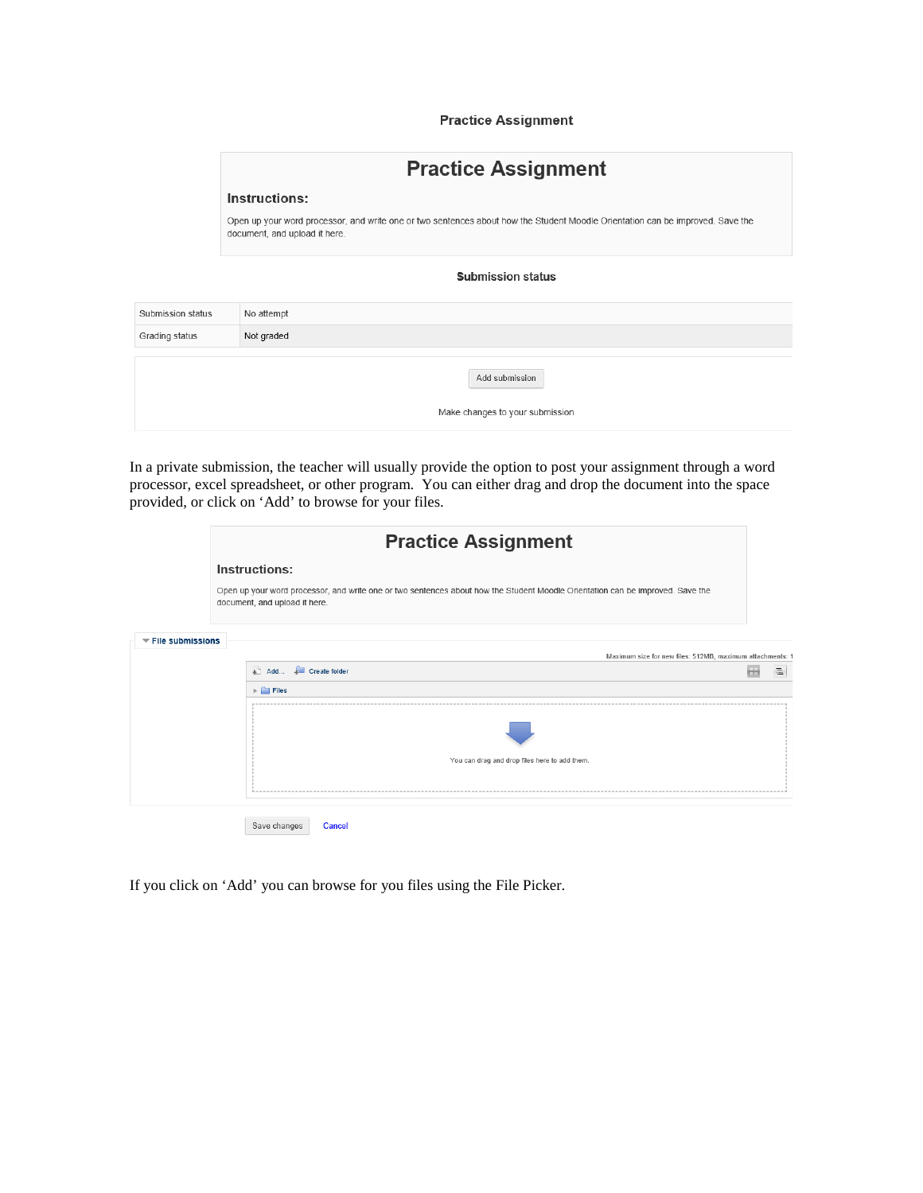Practice Assignment

# Practice Assignment

**Instructions:**

Open up your word processor, and write one or two sentences about how the Student Moodle Orientation can be improved. Save the document, and upload it here.

**Submission status**

| Submission status | No attempt |
|---|---|
| Grading status | Not graded |

Add submission

Make changes to your submission

In a private submission, the teacher will usually provide the option to post your assignment through a word processor, excel spreadsheet, or other program. You can either drag and drop the document into the space provided, or click on 'Add' to browse for your files.

# Practice Assignment

**Instructions:**

Open up your word processor, and write one or two sentences about how the Student Moodle Orientation can be improved. Save the document, and upload it here.

**File submissions**

Maximum size for new files: 512MB, maximum attachments: 1

Add... Create folder

Files

You can drag and drop files here to add them.

Save changes Cancel

If you click on 'Add' you can browse for you files using the File Picker.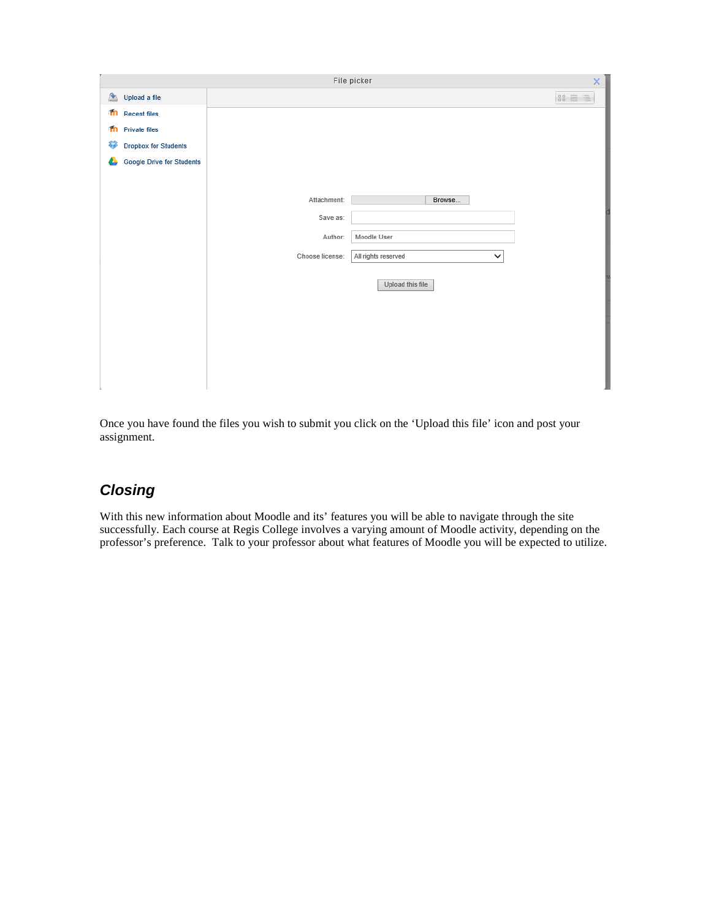Once you have found the files you wish to submit you click on the ‘Upload this file’ icon and post your assignment.

## *Closing*

With this new information about Moodle and its’ features you will be able to navigate through the site successfully. Each course at Regis College involves a varying amount of Moodle activity, depending on the professor’s preference.  Talk to your professor about what features of Moodle you will be expected to utilize.